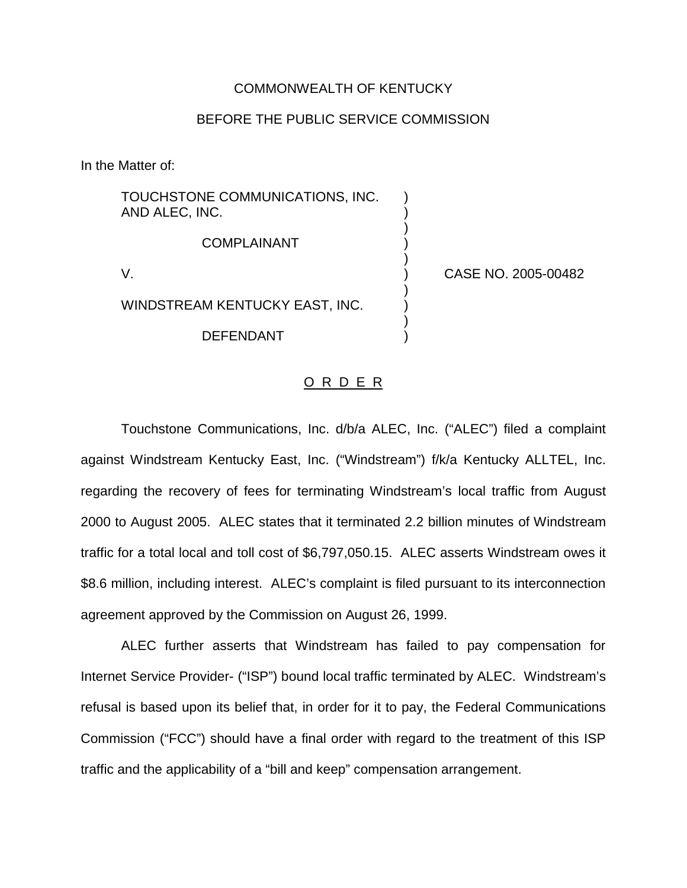COMMONWEALTH OF KENTUCKY

BEFORE THE PUBLIC SERVICE COMMISSION

In the Matter of:

TOUCHSTONE COMMUNICATIONS, INC. AND ALEC, INC.

COMPLAINANT

V.

WINDSTREAM KENTUCKY EAST, INC.

DEFENDANT

CASE NO. 2005-00482

## O R D E R

Touchstone Communications, Inc. d/b/a ALEC, Inc. ("ALEC") filed a complaint against Windstream Kentucky East, Inc. ("Windstream") f/k/a Kentucky ALLTEL, Inc. regarding the recovery of fees for terminating Windstream's local traffic from August 2000 to August 2005. ALEC states that it terminated 2.2 billion minutes of Windstream traffic for a total local and toll cost of $6,797,050.15. ALEC asserts Windstream owes it $8.6 million, including interest. ALEC's complaint is filed pursuant to its interconnection agreement approved by the Commission on August 26, 1999.

ALEC further asserts that Windstream has failed to pay compensation for Internet Service Provider- ("ISP") bound local traffic terminated by ALEC. Windstream's refusal is based upon its belief that, in order for it to pay, the Federal Communications Commission ("FCC") should have a final order with regard to the treatment of this ISP traffic and the applicability of a "bill and keep" compensation arrangement.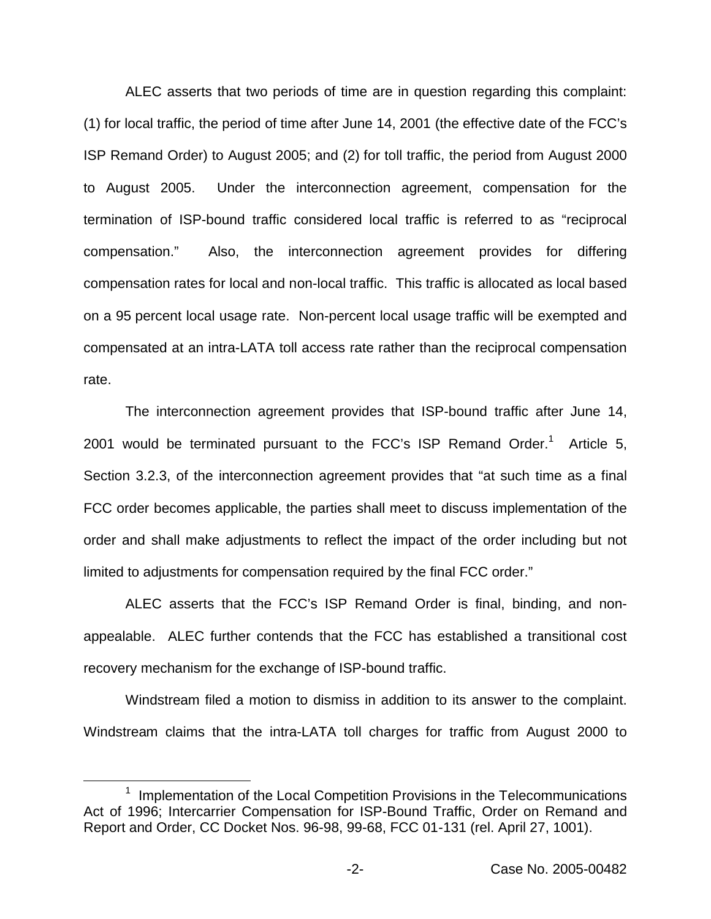ALEC asserts that two periods of time are in question regarding this complaint: (1) for local traffic, the period of time after June 14, 2001 (the effective date of the FCC's ISP Remand Order) to August 2005; and (2) for toll traffic, the period from August 2000 to August 2005. Under the interconnection agreement, compensation for the termination of ISP-bound traffic considered local traffic is referred to as "reciprocal compensation." Also, the interconnection agreement provides for differing compensation rates for local and non-local traffic. This traffic is allocated as local based on a 95 percent local usage rate. Non-percent local usage traffic will be exempted and compensated at an intra-LATA toll access rate rather than the reciprocal compensation rate.

The interconnection agreement provides that ISP-bound traffic after June 14, 2001 would be terminated pursuant to the FCC's ISP Remand Order.[1] Article 5, Section 3.2.3, of the interconnection agreement provides that "at such time as a final FCC order becomes applicable, the parties shall meet to discuss implementation of the order and shall make adjustments to reflect the impact of the order including but not limited to adjustments for compensation required by the final FCC order."

ALEC asserts that the FCC's ISP Remand Order is final, binding, and non-appealable. ALEC further contends that the FCC has established a transitional cost recovery mechanism for the exchange of ISP-bound traffic.

Windstream filed a motion to dismiss in addition to its answer to the complaint. Windstream claims that the intra-LATA toll charges for traffic from August 2000 to

[1] Implementation of the Local Competition Provisions in the Telecommunications Act of 1996; Intercarrier Compensation for ISP-Bound Traffic, Order on Remand and Report and Order, CC Docket Nos. 96-98, 99-68, FCC 01-131 (rel. April 27, 1001).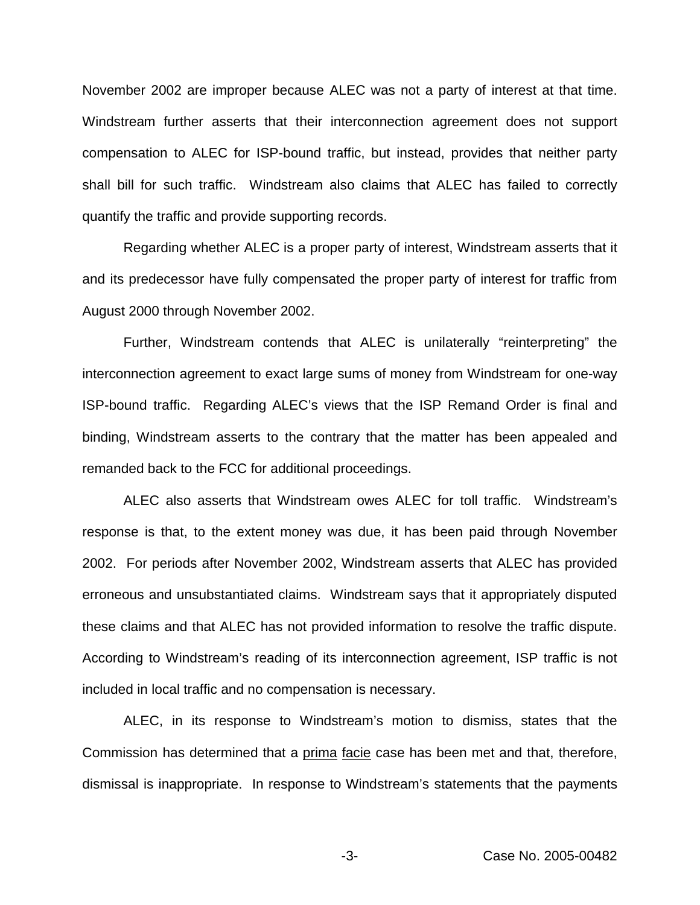November 2002 are improper because ALEC was not a party of interest at that time. Windstream further asserts that their interconnection agreement does not support compensation to ALEC for ISP-bound traffic, but instead, provides that neither party shall bill for such traffic. Windstream also claims that ALEC has failed to correctly quantify the traffic and provide supporting records.

Regarding whether ALEC is a proper party of interest, Windstream asserts that it and its predecessor have fully compensated the proper party of interest for traffic from August 2000 through November 2002.

Further, Windstream contends that ALEC is unilaterally "reinterpreting" the interconnection agreement to exact large sums of money from Windstream for one-way ISP-bound traffic. Regarding ALEC's views that the ISP Remand Order is final and binding, Windstream asserts to the contrary that the matter has been appealed and remanded back to the FCC for additional proceedings.

ALEC also asserts that Windstream owes ALEC for toll traffic. Windstream's response is that, to the extent money was due, it has been paid through November 2002. For periods after November 2002, Windstream asserts that ALEC has provided erroneous and unsubstantiated claims. Windstream says that it appropriately disputed these claims and that ALEC has not provided information to resolve the traffic dispute. According to Windstream's reading of its interconnection agreement, ISP traffic is not included in local traffic and no compensation is necessary.

ALEC, in its response to Windstream's motion to dismiss, states that the Commission has determined that a prima facie case has been met and that, therefore, dismissal is inappropriate. In response to Windstream's statements that the payments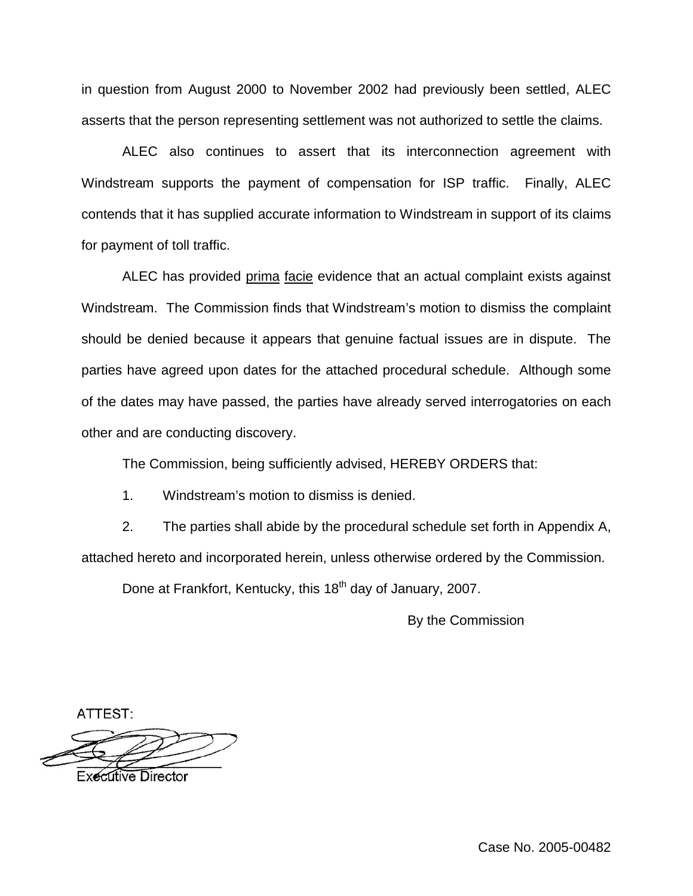in question from August 2000 to November 2002 had previously been settled, ALEC asserts that the person representing settlement was not authorized to settle the claims.

ALEC also continues to assert that its interconnection agreement with Windstream supports the payment of compensation for ISP traffic. Finally, ALEC contends that it has supplied accurate information to Windstream in support of its claims for payment of toll traffic.

ALEC has provided prima facie evidence that an actual complaint exists against Windstream. The Commission finds that Windstream's motion to dismiss the complaint should be denied because it appears that genuine factual issues are in dispute. The parties have agreed upon dates for the attached procedural schedule. Although some of the dates may have passed, the parties have already served interrogatories on each other and are conducting discovery.

The Commission, being sufficiently advised, HEREBY ORDERS that:

1. Windstream's motion to dismiss is denied.

2. The parties shall abide by the procedural schedule set forth in Appendix A, attached hereto and incorporated herein, unless otherwise ordered by the Commission.

Done at Frankfort, Kentucky, this 18th day of January, 2007.

By the Commission

ATTEST:

Executive Director

Case No. 2005-00482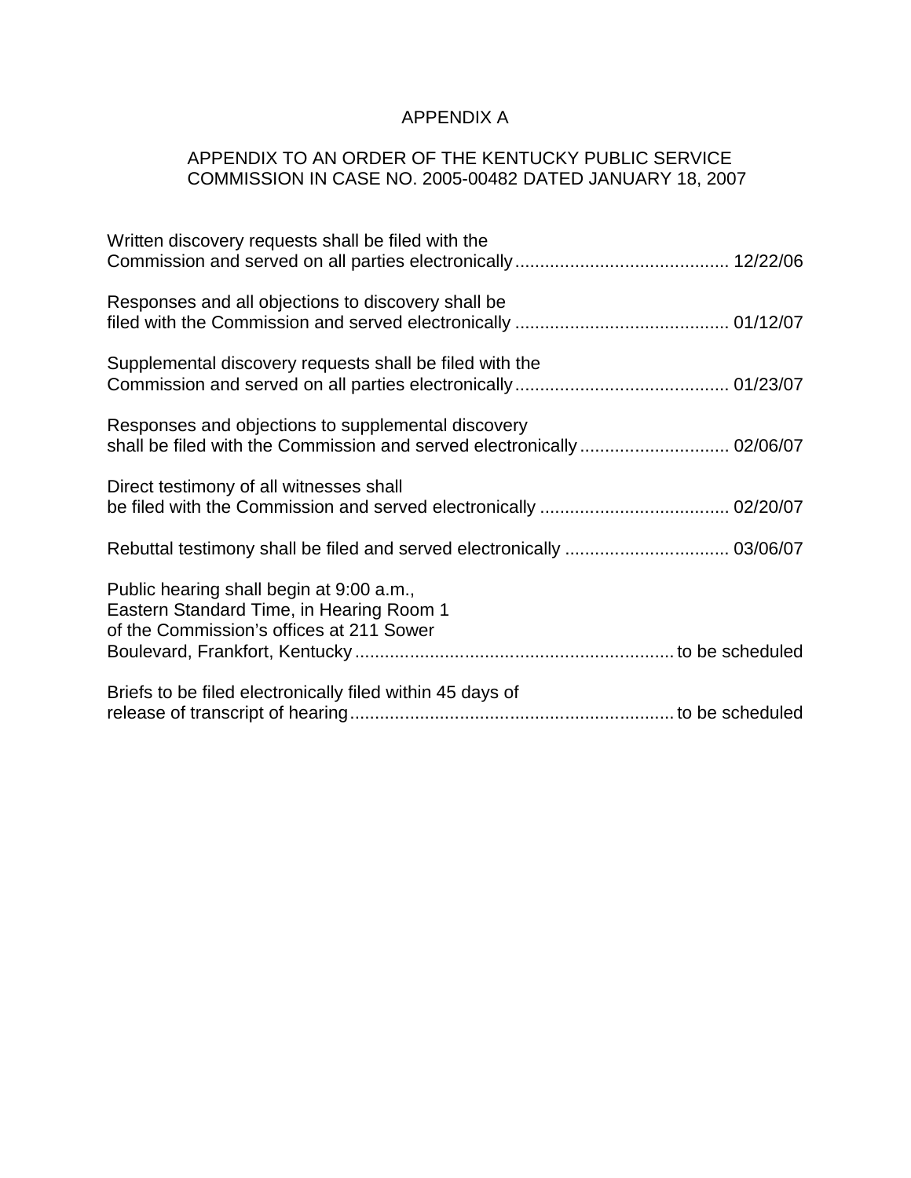# APPENDIX A

## APPENDIX TO AN ORDER OF THE KENTUCKY PUBLIC SERVICE COMMISSION IN CASE NO. 2005-00482 DATED JANUARY 18, 2007

| | |
|---|---|
| Written discovery requests shall be filed with the Commission and served on all parties electronically | 12/22/06 |
| Responses and all objections to discovery shall be filed with the Commission and served electronically | 01/12/07 |
| Supplemental discovery requests shall be filed with the Commission and served on all parties electronically | 01/23/07 |
| Responses and objections to supplemental discovery shall be filed with the Commission and served electronically | 02/06/07 |
| Direct testimony of all witnesses shall be filed with the Commission and served electronically | 02/20/07 |
| Rebuttal testimony shall be filed and served electronically | 03/06/07 |
| Public hearing shall begin at 9:00 a.m., Eastern Standard Time, in Hearing Room 1 of the Commission's offices at 211 Sower Boulevard, Frankfort, Kentucky | to be scheduled |
| Briefs to be filed electronically filed within 45 days of release of transcript of hearing | to be scheduled |